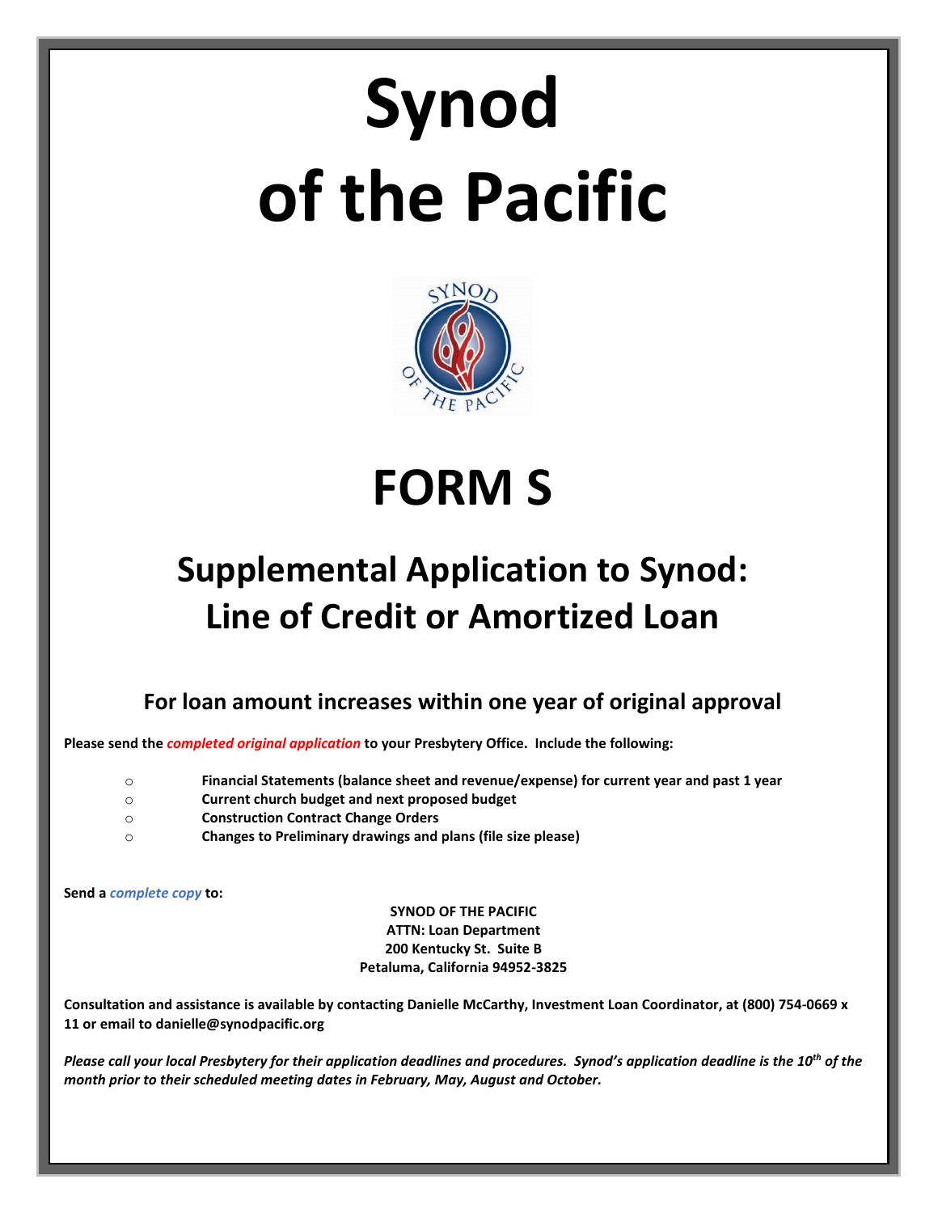# Synod of the Pacific

# FORM S

## Supplemental Application to Synod: Line of Credit or Amortized Loan

### For loan amount increases within one year of original approval

**Please send the *completed original application* to your Presbytery Office. Include the following:**

- **Financial Statements (balance sheet and revenue/expense) for current year and past 1 year**
- **Current church budget and next proposed budget**
- **Construction Contract Change Orders**
- **Changes to Preliminary drawings and plans (file size please)**

**Send a *complete copy* to:**

**SYNOD OF THE PACIFIC**
**ATTN: Loan Department**
**200 Kentucky St. Suite B**
**Petaluma, California 94952-3825**

**Consultation and assistance is available by contacting Danielle McCarthy, Investment Loan Coordinator, at (800) 754-0669 x 11 or email to danielle@synodpacific.org**

***Please call your local Presbytery for their application deadlines and procedures. Synod's application deadline is the 10th of the month prior to their scheduled meeting dates in February, May, August and October.***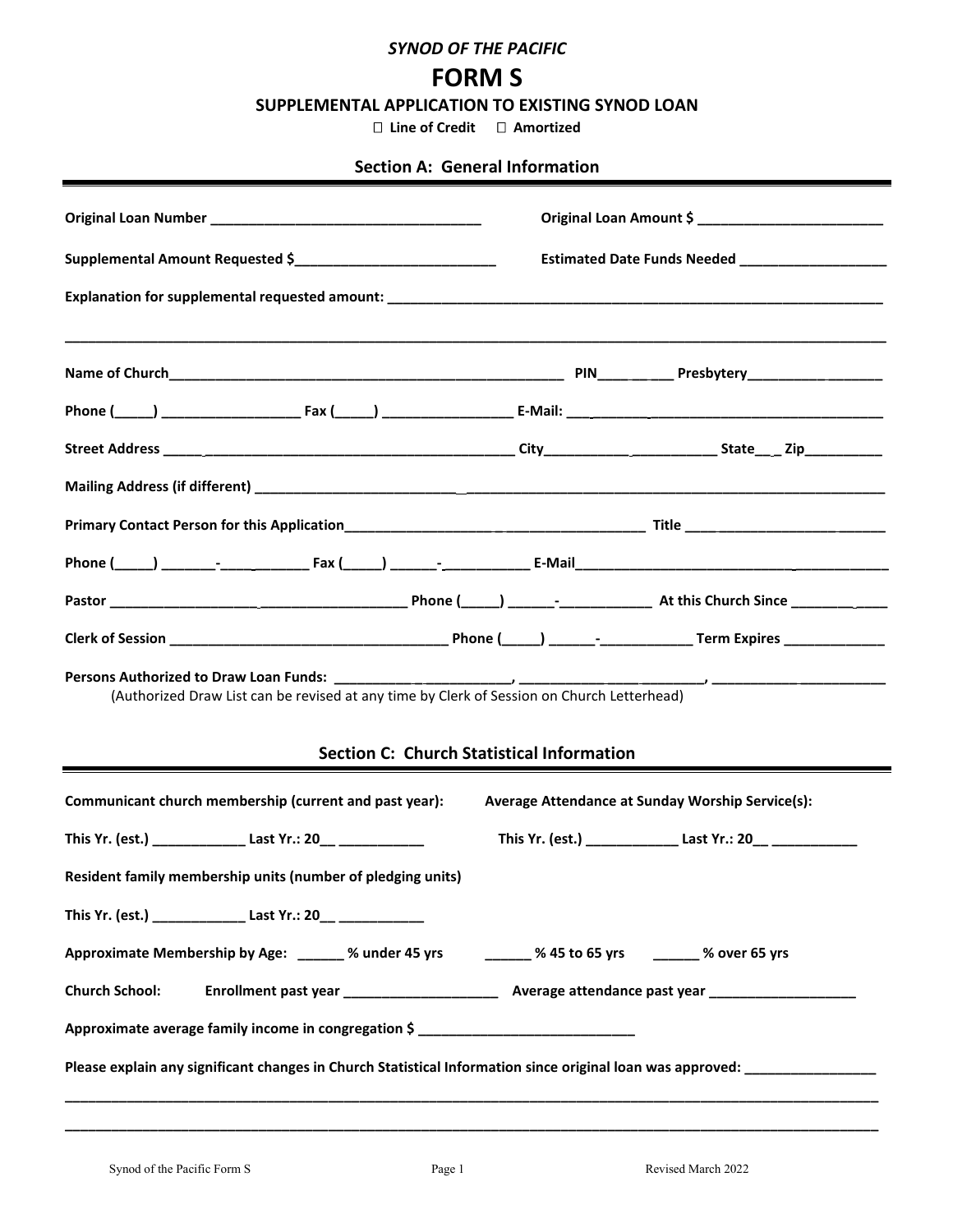*SYNOD OF THE PACIFIC*

# FORM S

## SUPPLEMENTAL APPLICATION TO EXISTING SYNOD LOAN

☐ Line of Credit ☐ Amortized

### Section A: General Information

**Original Loan Number** ___________________________________ **Original Loan Amount $** ________________________

**Supplemental Amount Requested $**__________________________ **Estimated Date Funds Needed** ___________________

**Explanation for supplemental requested amount:** _______________________________________________________________

___________________________________________________________________________________________________________

**Name of Church**_____________________________________________________ **PIN**____ __ ___ **Presbytery**__________ _______

**Phone (**_____**)** __________________ **Fax (**_____**)** _________________ **E-Mail:** ___________________________________________

**Street Address** _____ __________________________________________ **City**___________ ___________ **State**__ _ **Zip**__________

**Mailing Address (if different)** ___________________________ ________________________________________________________

**Primary Contact Person for this Application**____________________ ____________________ **Title** ____ __________________ _______

**Phone (**_____**)** _______-____ _______ **Fax (**_____**)** ______-___________ **E-Mail**__________________________________ ____________

**Pastor** __________________ ___________________ **Phone (**_____**)** ______-____________ **At this Church Since** ________ ____

**Clerk of Session** ____________________________________ **Phone (**_____**)** ______-____________ **Term Expires** _____________

**Persons Authorized to Draw Loan Funds:** __________ ____________, ___________ ____ ________, ___________ ___________

(Authorized Draw List can be revised at any time by Clerk of Session on Church Letterhead)

### Section C: Church Statistical Information

**Communicant church membership (current and past year):** **Average Attendance at Sunday Worship Service(s):**

**This Yr. (est.)** ____________ **Last Yr.: 20**__ ___________ **This Yr. (est.)** ____________ **Last Yr.: 20**__ ___________

**Resident family membership units (number of pledging units)**

**This Yr. (est.)** ____________ **Last Yr.: 20**__ ___________

**Approximate Membership by Age:** ______ **% under 45 yrs** ______ **% 45 to 65 yrs** ______ **% over 65 yrs**

**Church School:** **Enrollment past year** ____________________ **Average attendance past year** ___________________

**Approximate average family income in congregation $** ____________________________

**Please explain any significant changes in Church Statistical Information since original loan was approved:** _________________

___________________________________________________________________________________________________________

___________________________________________________________________________________________________________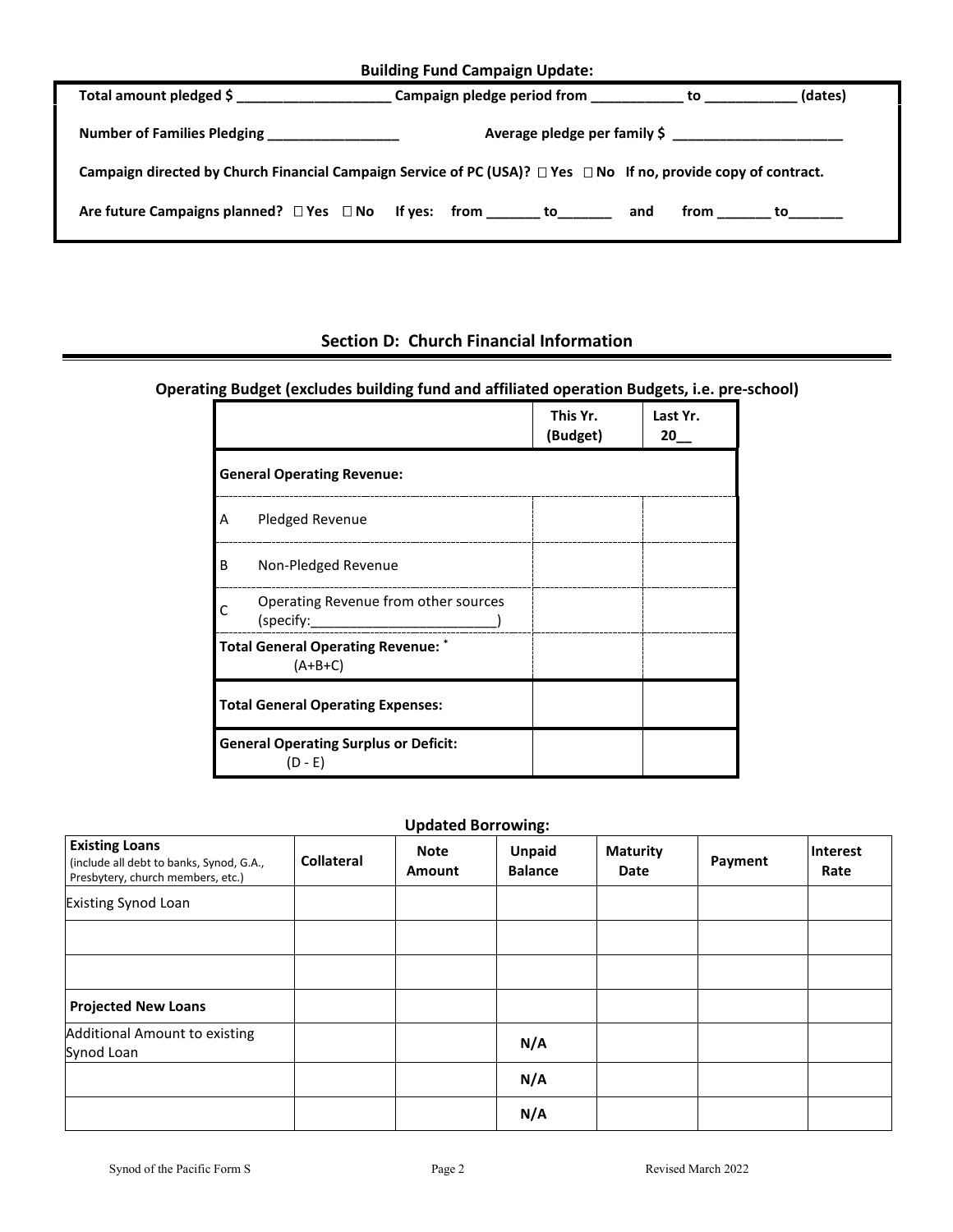### Building Fund Campaign Update:

**Total amount pledged $ ____________________ Campaign pledge period from ____________ to ____________ (dates)**

**Number of Families Pledging _________________ Average pledge per family $ ______________________**

**Campaign directed by Church Financial Campaign Service of PC (USA)? ☐ Yes ☐ No If no, provide copy of contract.**

**Are future Campaigns planned? ☐ Yes ☐ No If yes: from _______ to_______ and from _______ to_______**

## Section D: Church Financial Information

### Operating Budget (excludes building fund and affiliated operation Budgets, i.e. pre-school)

| | This Yr. (Budget) | Last Yr. 20__ |
|---|---|---|
| **General Operating Revenue:** | | |
| A Pledged Revenue | | |
| B Non-Pledged Revenue | | |
| C Operating Revenue from other sources (specify:________________________) | | |
| **Total General Operating Revenue:** * (A+B+C) | | |
| **Total General Operating Expenses:** | | |
| **General Operating Surplus or Deficit:** (D - E) | | |

### Updated Borrowing:

| **Existing Loans** (include all debt to banks, Synod, G.A., Presbytery, church members, etc.) | Collateral | Note Amount | Unpaid Balance | Maturity Date | Payment | Interest Rate |
|---|---|---|---|---|---|---|
| Existing Synod Loan | | | | | | |
| | | | | | | |
| | | | | | | |
| **Projected New Loans** | | | | | | |
| Additional Amount to existing Synod Loan | | | N/A | | | |
| | | | N/A | | | |
| | | | N/A | | | |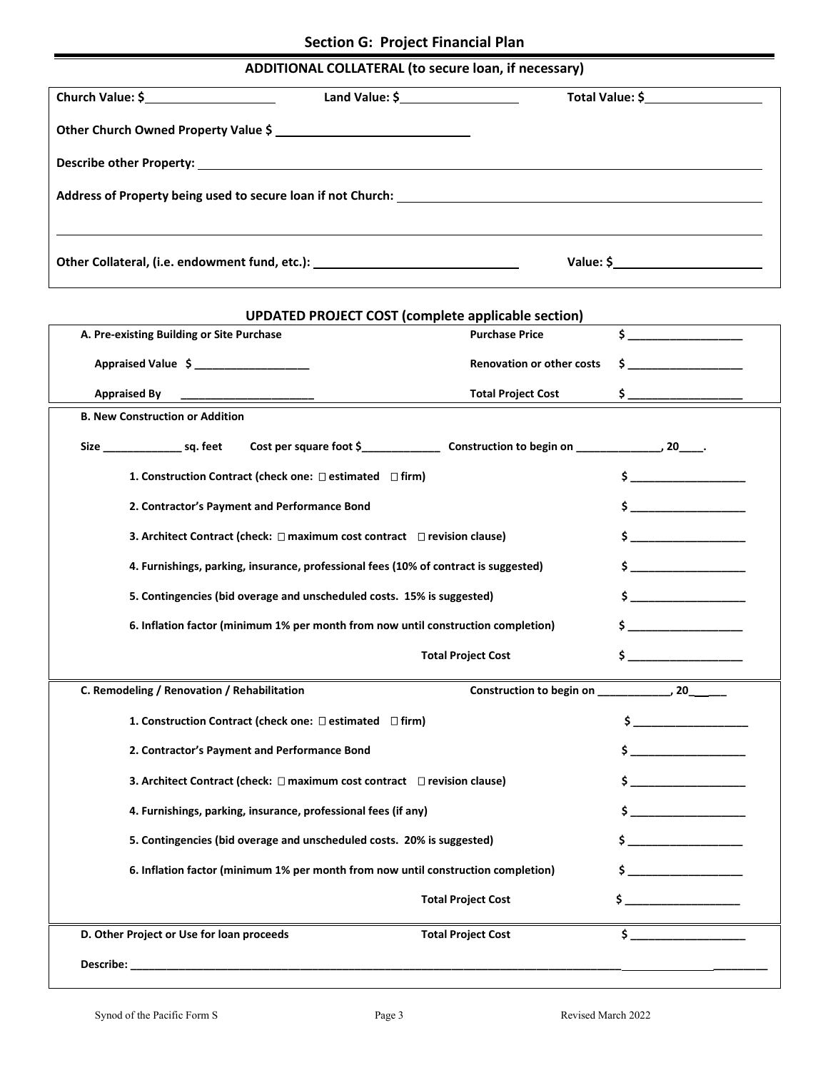## Section G: Project Financial Plan

### ADDITIONAL COLLATERAL (to secure loan, if necessary)

**Church Value: $**__________________ **Land Value: $**__________________ **Total Value: $**__________________

**Other Church Owned Property Value $** ____________________________

**Describe other Property:** ____________________________________________________________________________

**Address of Property being used to secure loan if not Church:** ________________________________________________

______________________________________________________________________________________________

**Other Collateral, (i.e. endowment fund, etc.):** ______________________________ **Value: $**______________________

### UPDATED PROJECT COST (complete applicable section)

**A. Pre-existing Building or Site Purchase** **Purchase Price** **$** ___________________

**Appraised Value $** ___________________ **Renovation or other costs** **$** ___________________

**Appraised By** ______________________ **Total Project Cost** **$** ___________________

**B. New Construction or Addition**

**Size** _____________ **sq. feet** **Cost per square foot $**_____________ **Construction to begin on** ______________**, 20**____.

1. **Construction Contract (check one: ☐ estimated ☐ firm)** **$** ___________________
2. **Contractor's Payment and Performance Bond** **$** ___________________
3. **Architect Contract (check: ☐ maximum cost contract ☐ revision clause)** **$** ___________________
4. **Furnishings, parking, insurance, professional fees (10% of contract is suggested)** **$** ___________________
5. **Contingencies (bid overage and unscheduled costs. 15% is suggested)** **$** ___________________
6. **Inflation factor (minimum 1% per month from now until construction completion)** **$** ___________________

**Total Project Cost** **$** ___________________

**C. Remodeling / Renovation / Rehabilitation** **Construction to begin on** ____________**, 20**______

1. **Construction Contract (check one: ☐ estimated ☐ firm)** **$** ___________________
2. **Contractor's Payment and Performance Bond** **$** ___________________
3. **Architect Contract (check: ☐ maximum cost contract ☐ revision clause)** **$** ___________________
4. **Furnishings, parking, insurance, professional fees (if any)** **$** ___________________
5. **Contingencies (bid overage and unscheduled costs. 20% is suggested)** **$** ___________________
6. **Inflation factor (minimum 1% per month from now until construction completion)** **$** ___________________

**Total Project Cost** **$** ___________________

**D. Other Project or Use for loan proceeds** **Total Project Cost** **$** ___________________

**Describe:** ________________________________________________________________________________________

Synod of the Pacific Form S Revised March 2022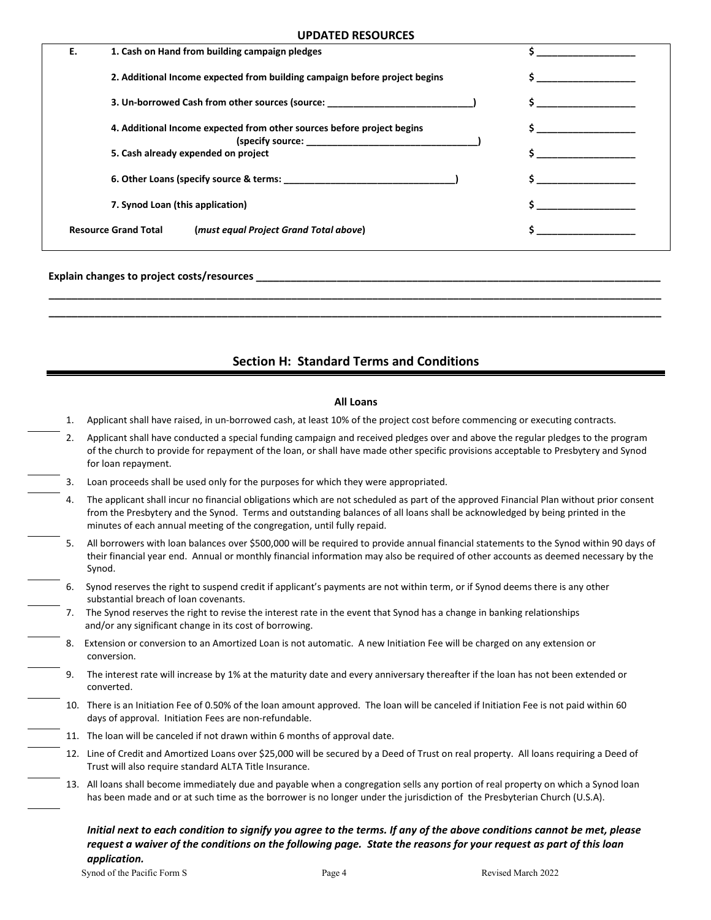## UPDATED RESOURCES

| E. | | |
|---|---|---|
| | 1. Cash on Hand from building campaign pledges | $ __________________ |
| | 2. Additional Income expected from building campaign before project begins | $ __________________ |
| | 3. Un-borrowed Cash from other sources (source: ____________________________) | $ __________________ |
| | 4. Additional Income expected from other sources before project begins (specify source: ________________________________) | $ __________________ |
| | 5. Cash already expended on project | $ __________________ |
| | 6. Other Loans (specify source & terms: ________________________________) | $ __________________ |
| | 7. Synod Loan (this application) | $ __________________ |
| **Resource Grand Total** | (*must equal Project Grand Total above*) | $ __________________ |

**Explain changes to project costs/resources** ______________________________________________________________________

________________________________________________________________________________________________________

________________________________________________________________________________________________________

## Section H: Standard Terms and Conditions

### All Loans

_____ 1. Applicant shall have raised, in un-borrowed cash, at least 10% of the project cost before commencing or executing contracts.

_____ 2. Applicant shall have conducted a special funding campaign and received pledges over and above the regular pledges to the program of the church to provide for repayment of the loan, or shall have made other specific provisions acceptable to Presbytery and Synod for loan repayment.

_____ 3. Loan proceeds shall be used only for the purposes for which they were appropriated.

_____ 4. The applicant shall incur no financial obligations which are not scheduled as part of the approved Financial Plan without prior consent from the Presbytery and the Synod. Terms and outstanding balances of all loans shall be acknowledged by being printed in the minutes of each annual meeting of the congregation, until fully repaid.

_____ 5. All borrowers with loan balances over $500,000 will be required to provide annual financial statements to the Synod within 90 days of their financial year end. Annual or monthly financial information may also be required of other accounts as deemed necessary by the Synod.

_____ 6. Synod reserves the right to suspend credit if applicant's payments are not within term, or if Synod deems there is any other substantial breach of loan covenants.

_____ 7. The Synod reserves the right to revise the interest rate in the event that Synod has a change in banking relationships and/or any significant change in its cost of borrowing.

_____ 8. Extension or conversion to an Amortized Loan is not automatic. A new Initiation Fee will be charged on any extension or conversion.

_____ 9. The interest rate will increase by 1% at the maturity date and every anniversary thereafter if the loan has not been extended or converted.

_____ 10. There is an Initiation Fee of 0.50% of the loan amount approved. The loan will be canceled if Initiation Fee is not paid within 60 days of approval. Initiation Fees are non-refundable.

_____ 11. The loan will be canceled if not drawn within 6 months of approval date.

_____ 12. Line of Credit and Amortized Loans over $25,000 will be secured by a Deed of Trust on real property. All loans requiring a Deed of Trust will also require standard ALTA Title Insurance.

_____ 13. All loans shall become immediately due and payable when a congregation sells any portion of real property on which a Synod loan has been made and or at such time as the borrower is no longer under the jurisdiction of the Presbyterian Church (U.S.A).

***Initial next to each condition to signify you agree to the terms. If any of the above conditions cannot be met, please request a waiver of the conditions on the following page. State the reasons for your request as part of this loan application.***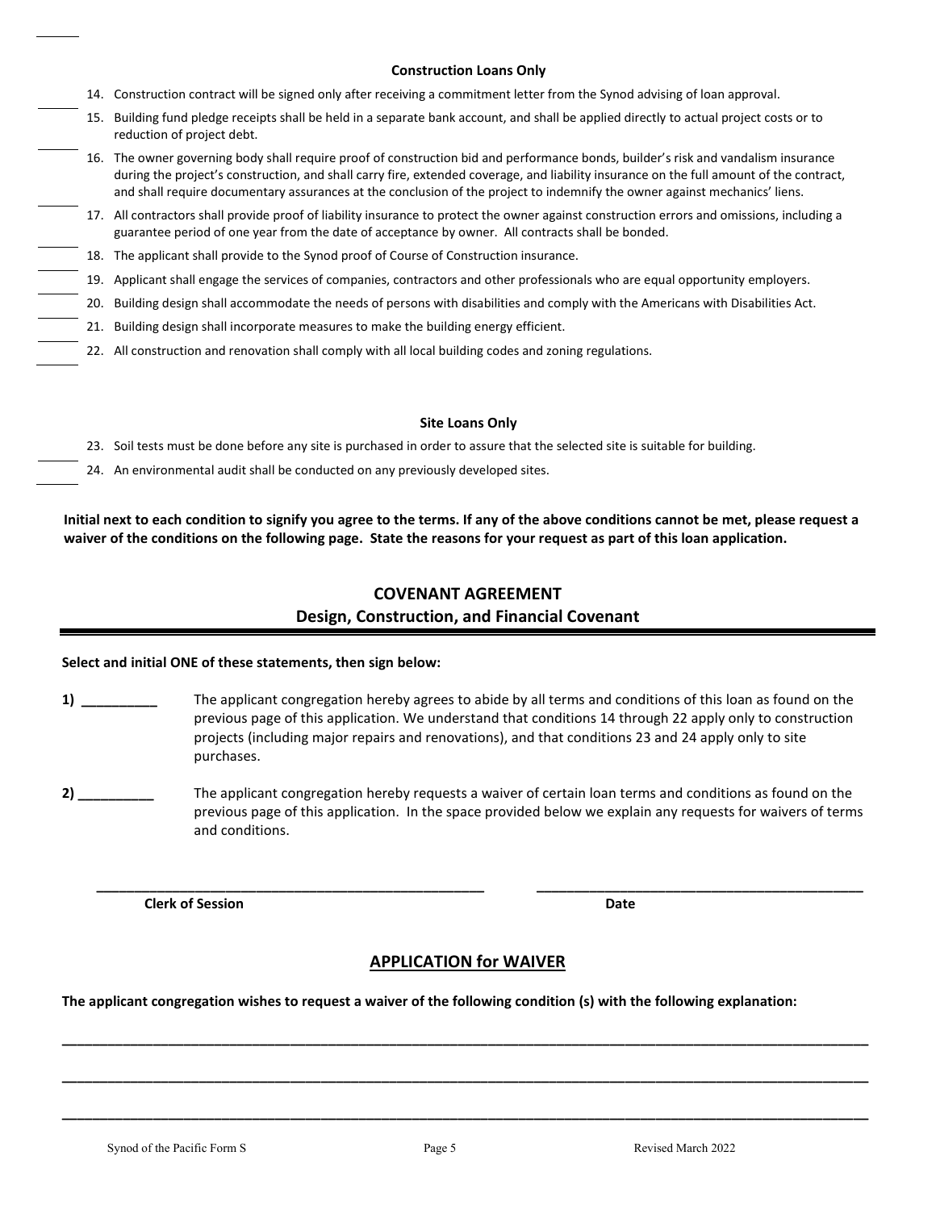### Construction Loans Only

______ 14. Construction contract will be signed only after receiving a commitment letter from the Synod advising of loan approval.

______ 15. Building fund pledge receipts shall be held in a separate bank account, and shall be applied directly to actual project costs or to reduction of project debt.

______ 16. The owner governing body shall require proof of construction bid and performance bonds, builder's risk and vandalism insurance during the project's construction, and shall carry fire, extended coverage, and liability insurance on the full amount of the contract, and shall require documentary assurances at the conclusion of the project to indemnify the owner against mechanics' liens.

______ 17. All contractors shall provide proof of liability insurance to protect the owner against construction errors and omissions, including a guarantee period of one year from the date of acceptance by owner. All contracts shall be bonded.

______ 18. The applicant shall provide to the Synod proof of Course of Construction insurance.

______ 19. Applicant shall engage the services of companies, contractors and other professionals who are equal opportunity employers.

______ 20. Building design shall accommodate the needs of persons with disabilities and comply with the Americans with Disabilities Act.

______ 21. Building design shall incorporate measures to make the building energy efficient.

______ 22. All construction and renovation shall comply with all local building codes and zoning regulations.

### Site Loans Only

______ 23. Soil tests must be done before any site is purchased in order to assure that the selected site is suitable for building.

______ 24. An environmental audit shall be conducted on any previously developed sites.

**Initial next to each condition to signify you agree to the terms. If any of the above conditions cannot be met, please request a waiver of the conditions on the following page. State the reasons for your request as part of this loan application.**

## COVENANT AGREEMENT
## Design, Construction, and Financial Covenant

**Select and initial ONE of these statements, then sign below:**

**1) __________** The applicant congregation hereby agrees to abide by all terms and conditions of this loan as found on the previous page of this application. We understand that conditions 14 through 22 apply only to construction projects (including major repairs and renovations), and that conditions 23 and 24 apply only to site purchases.

**2) __________** The applicant congregation hereby requests a waiver of certain loan terms and conditions as found on the previous page of this application. In the space provided below we explain any requests for waivers of terms and conditions.

______________________________________________ ______________________________________________

**Clerk of Session** **Date**

## APPLICATION for WAIVER

**The applicant congregation wishes to request a waiver of the following condition (s) with the following explanation:**

______________________________________________________________________________________________

______________________________________________________________________________________________

______________________________________________________________________________________________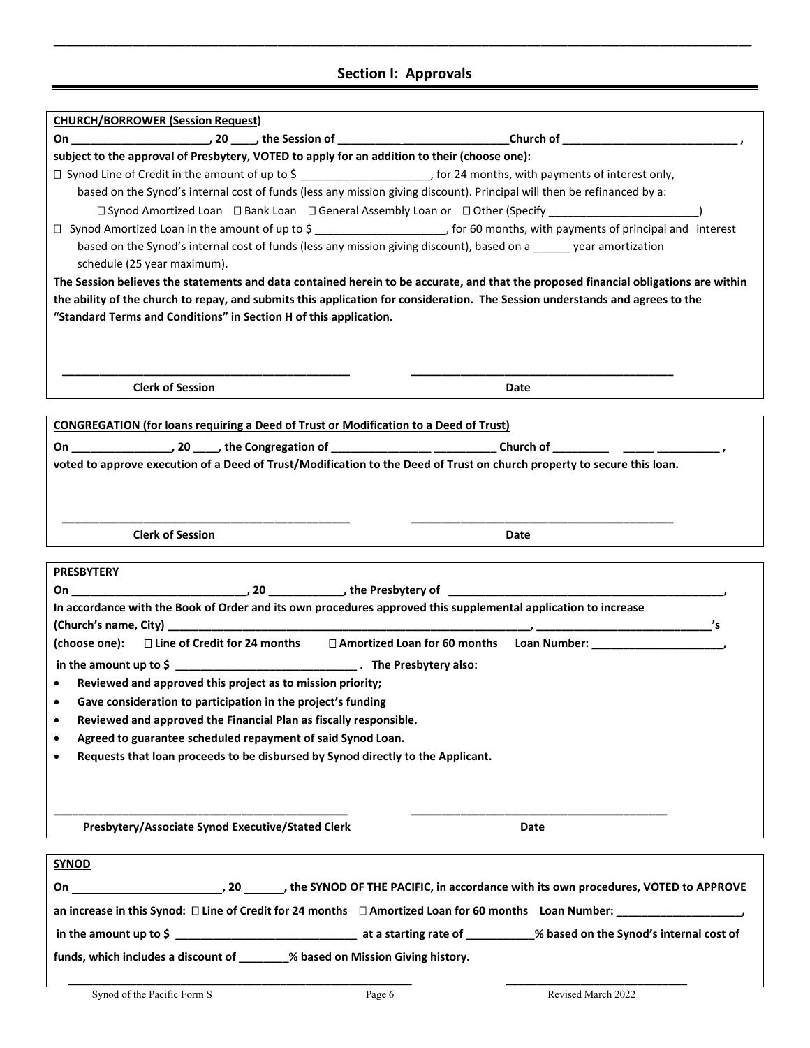## Section I: Approvals

**CHURCH/BORROWER (Session Request)**

**On ______________________, 20 ____, the Session of __________ ________________Church of ____________________________ ,**
**subject to the approval of Presbytery, VOTED to apply for an addition to their (choose one):**

☐ Synod Line of Credit in the amount of up to $ ____________________, for 24 months, with payments of interest only, based on the Synod's internal cost of funds (less any mission giving discount). Principal will then be refinanced by a:

☐ Synod Amortized Loan ☐ Bank Loan ☐ General Assembly Loan or ☐ Other (Specify ________________________)

☐ Synod Amortized Loan in the amount of up to $ ____________________, for 60 months, with payments of principal and interest based on the Synod's internal cost of funds (less any mission giving discount), based on a ______ year amortization schedule (25 year maximum).

**The Session believes the statements and data contained herein to be accurate, and that the proposed financial obligations are within the ability of the church to repay, and submits this application for consideration. The Session understands and agrees to the "Standard Terms and Conditions" in Section H of this application.**

**______________________________________________ ____________________________________________**
**Clerk of Session Date**

**CONGREGATION (for loans requiring a Deed of Trust or Modification to a Deed of Trust)**

**On ________________, 20 ____, the Congregation of ________________ __________ Church of _________ _____ __________ ,**
**voted to approve execution of a Deed of Trust/Modification to the Deed of Trust on church property to secure this loan.**

**______________________________________________ ____________________________________________**
**Clerk of Session Date**

**PRESBYTERY**

**On ____________________________, 20 ____________, the Presbytery of _____________________________________________,**
**In accordance with the Book of Order and its own procedures approved this supplemental application to increase**
**(Church's name, City) ____________________________________________________________, ___________________________'s**
**(choose one): ☐ Line of Credit for 24 months ☐ Amortized Loan for 60 months Loan Number: _____________________,**
**in the amount up to $ _____________________________ . The Presbytery also:**

- **Reviewed and approved this project as to mission priority;**
- **Gave consideration to participation in the project's funding**
- **Reviewed and approved the Financial Plan as fiscally responsible.**
- **Agreed to guarantee scheduled repayment of said Synod Loan.**
- **Requests that loan proceeds to be disbursed by Synod directly to the Applicant.**

**______________________________________________ ____________________________________________**
**Presbytery/Associate Synod Executive/Stated Clerk Date**

**SYNOD**

**On ________________________, 20 ______, the SYNOD OF THE PACIFIC, in accordance with its own procedures, VOTED to APPROVE an increase in this Synod: ☐ Line of Credit for 24 months ☐ Amortized Loan for 60 months Loan Number: ____________________,**
**in the amount up to $ _____________________________ at a starting rate of ___________% based on the Synod's internal cost of funds, which includes a discount of ________% based on Mission Giving history.**

Synod of the Pacific Form S Revised March 2022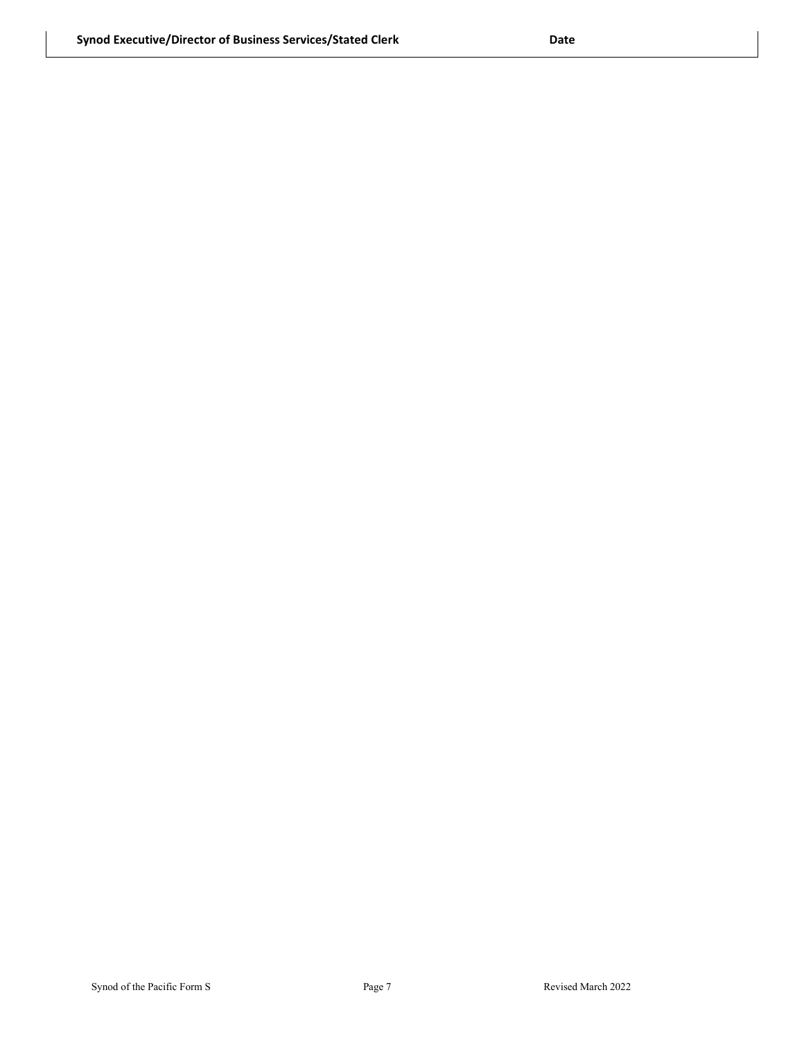| Synod Executive/Director of Business Services/Stated Clerk | Date |
| --- | --- |